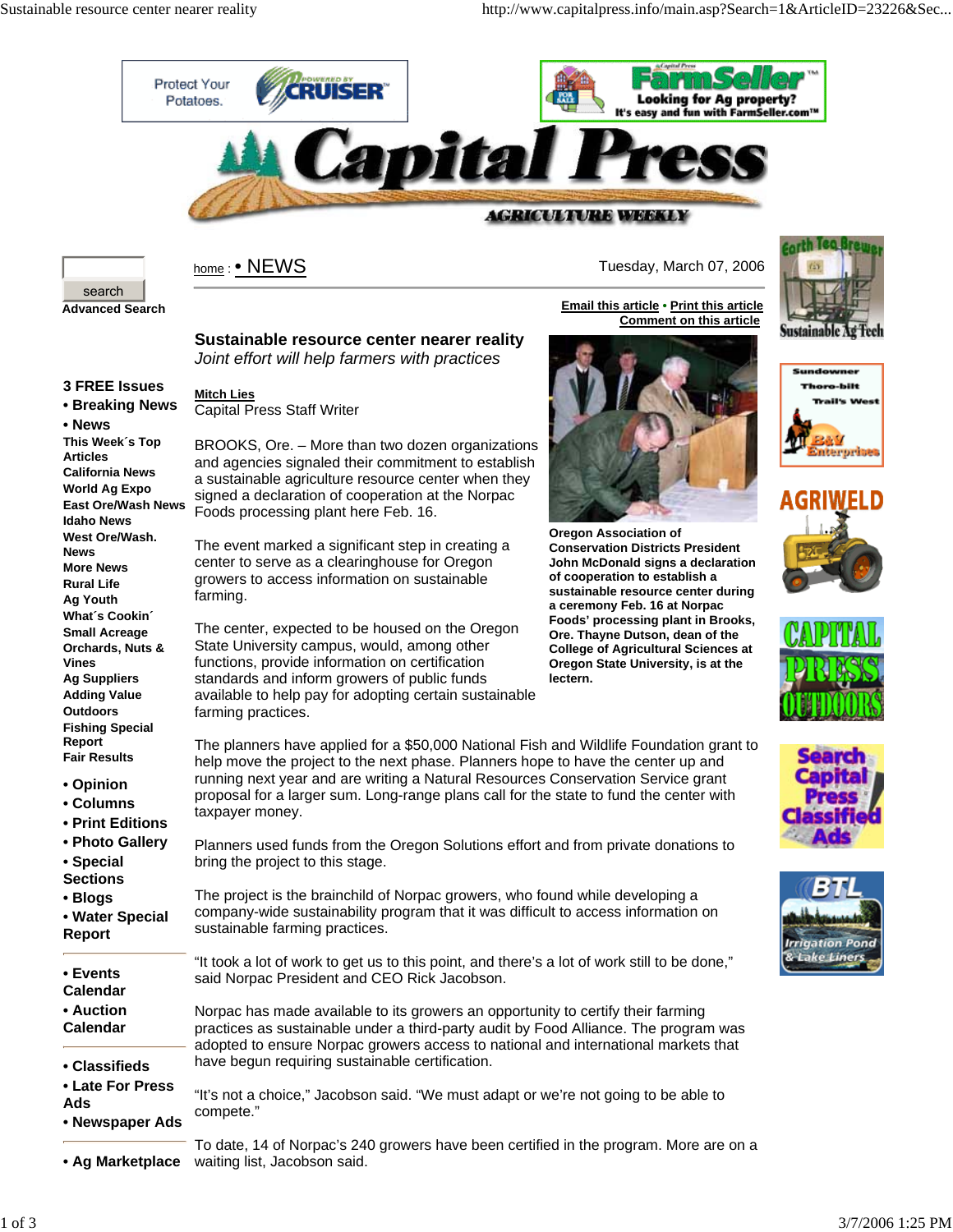# Sustainable resource center nearer reality

*Joint effort will help farmers with practices*

Mitch Lies
Capital Press Staff Writer

Tuesday, March 07, 2006

BROOKS, Ore. – More than two dozen organizations and agencies signaled their commitment to establish a sustainable agriculture resource center when they signed a declaration of cooperation at the Norpac Foods processing plant here Feb. 16.

**Oregon Association of Conservation Districts President John McDonald signs a declaration of cooperation to establish a sustainable resource center during a ceremony Feb. 16 at Norpac Foods' processing plant in Brooks, Ore. Thayne Dutson, dean of the College of Agricultural Sciences at Oregon State University, is at the lectern.**

The event marked a significant step in creating a center to serve as a clearinghouse for Oregon growers to access information on sustainable farming.

The center, expected to be housed on the Oregon State University campus, would, among other functions, provide information on certification standards and inform growers of public funds available to help pay for adopting certain sustainable farming practices.

The planners have applied for a $50,000 National Fish and Wildlife Foundation grant to help move the project to the next phase. Planners hope to have the center up and running next year and are writing a Natural Resources Conservation Service grant proposal for a larger sum. Long-range plans call for the state to fund the center with taxpayer money.

Planners used funds from the Oregon Solutions effort and from private donations to bring the project to this stage.

The project is the brainchild of Norpac growers, who found while developing a company-wide sustainability program that it was difficult to access information on sustainable farming practices.

"It took a lot of work to get us to this point, and there's a lot of work still to be done," said Norpac President and CEO Rick Jacobson.

Norpac has made available to its growers an opportunity to certify their farming practices as sustainable under a third-party audit by Food Alliance. The program was adopted to ensure Norpac growers access to national and international markets that have begun requiring sustainable certification.

"It's not a choice," Jacobson said. "We must adapt or we're not going to be able to compete."

To date, 14 of Norpac's 240 growers have been certified in the program. More are on a waiting list, Jacobson said.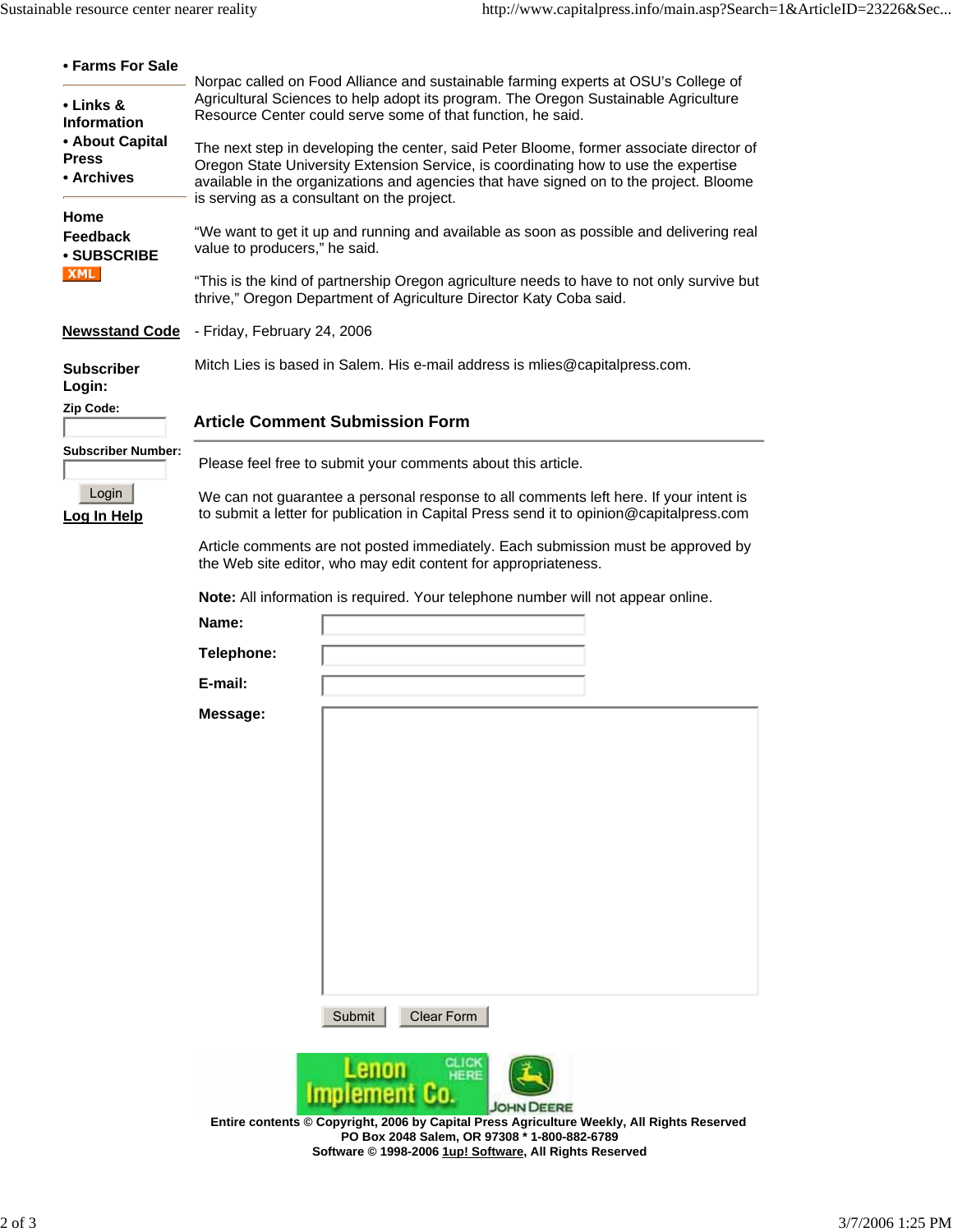Norpac called on Food Alliance and sustainable farming experts at OSU's College of Agricultural Sciences to help adopt its program. The Oregon Sustainable Agriculture Resource Center could serve some of that function, he said.

The next step in developing the center, said Peter Bloome, former associate director of Oregon State University Extension Service, is coordinating how to use the expertise available in the organizations and agencies that have signed on to the project. Bloome is serving as a consultant on the project.

"We want to get it up and running and available as soon as possible and delivering real value to producers," he said.

"This is the kind of partnership Oregon agriculture needs to have to not only survive but thrive," Oregon Department of Agriculture Director Katy Coba said.

- Friday, February 24, 2006

Mitch Lies is based in Salem. His e-mail address is mlies@capitalpress.com.

## Article Comment Submission Form

Please feel free to submit your comments about this article.

We can not guarantee a personal response to all comments left here. If your intent is to submit a letter for publication in Capital Press send it to opinion@capitalpress.com

Article comments are not posted immediately. Each submission must be approved by the Web site editor, who may edit content for appropriateness.

**Note:** All information is required. Your telephone number will not appear online.

**Name:**

**Telephone:**

**E-mail:**

**Message:**

Submit | Clear Form

**Entire contents © Copyright, 2006 by Capital Press Agriculture Weekly, All Rights Reserved**
**PO Box 2048 Salem, OR 97308 * 1-800-882-6789**
**Software © 1998-2006 1up! Software, All Rights Reserved**